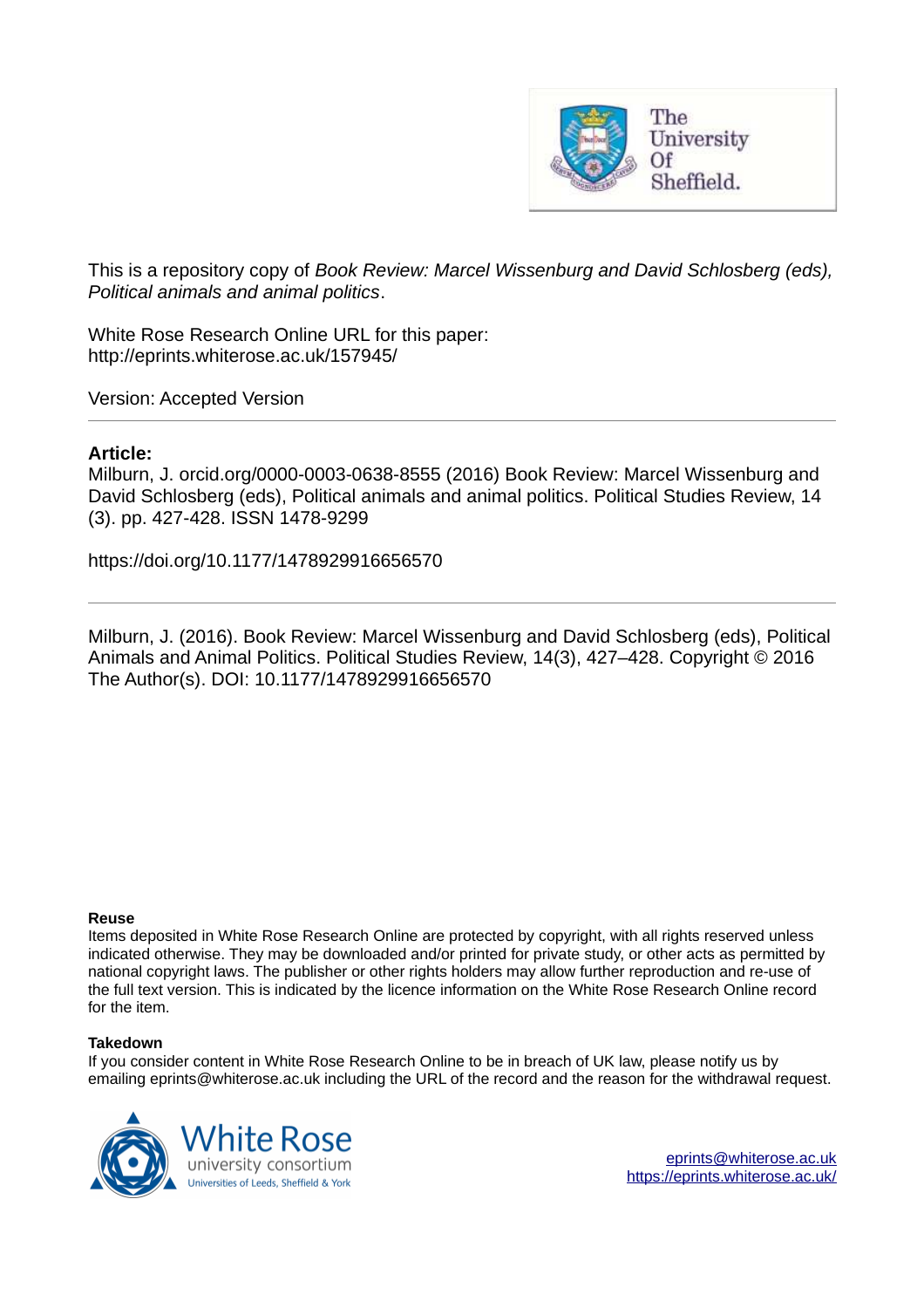The University Of Sheffield.

This is a repository copy of *Book Review: Marcel Wissenburg and David Schlosberg (eds), Political animals and animal politics*.

White Rose Research Online URL for this paper:
http://eprints.whiterose.ac.uk/157945/

Version: Accepted Version

---

**Article:**

Milburn, J. orcid.org/0000-0003-0638-8555 (2016) Book Review: Marcel Wissenburg and David Schlosberg (eds), Political animals and animal politics. Political Studies Review, 14 (3). pp. 427-428. ISSN 1478-9299

https://doi.org/10.1177/1478929916656570

---

Milburn, J. (2016). Book Review: Marcel Wissenburg and David Schlosberg (eds), Political Animals and Animal Politics. Political Studies Review, 14(3), 427–428. Copyright © 2016 The Author(s). DOI: 10.1177/1478929916656570

**Reuse**

Items deposited in White Rose Research Online are protected by copyright, with all rights reserved unless indicated otherwise. They may be downloaded and/or printed for private study, or other acts as permitted by national copyright laws. The publisher or other rights holders may allow further reproduction and re-use of the full text version. This is indicated by the licence information on the White Rose Research Online record for the item.

**Takedown**

If you consider content in White Rose Research Online to be in breach of UK law, please notify us by emailing eprints@whiterose.ac.uk including the URL of the record and the reason for the withdrawal request.

White Rose university consortium
Universities of Leeds, Sheffield & York

eprints@whiterose.ac.uk
https://eprints.whiterose.ac.uk/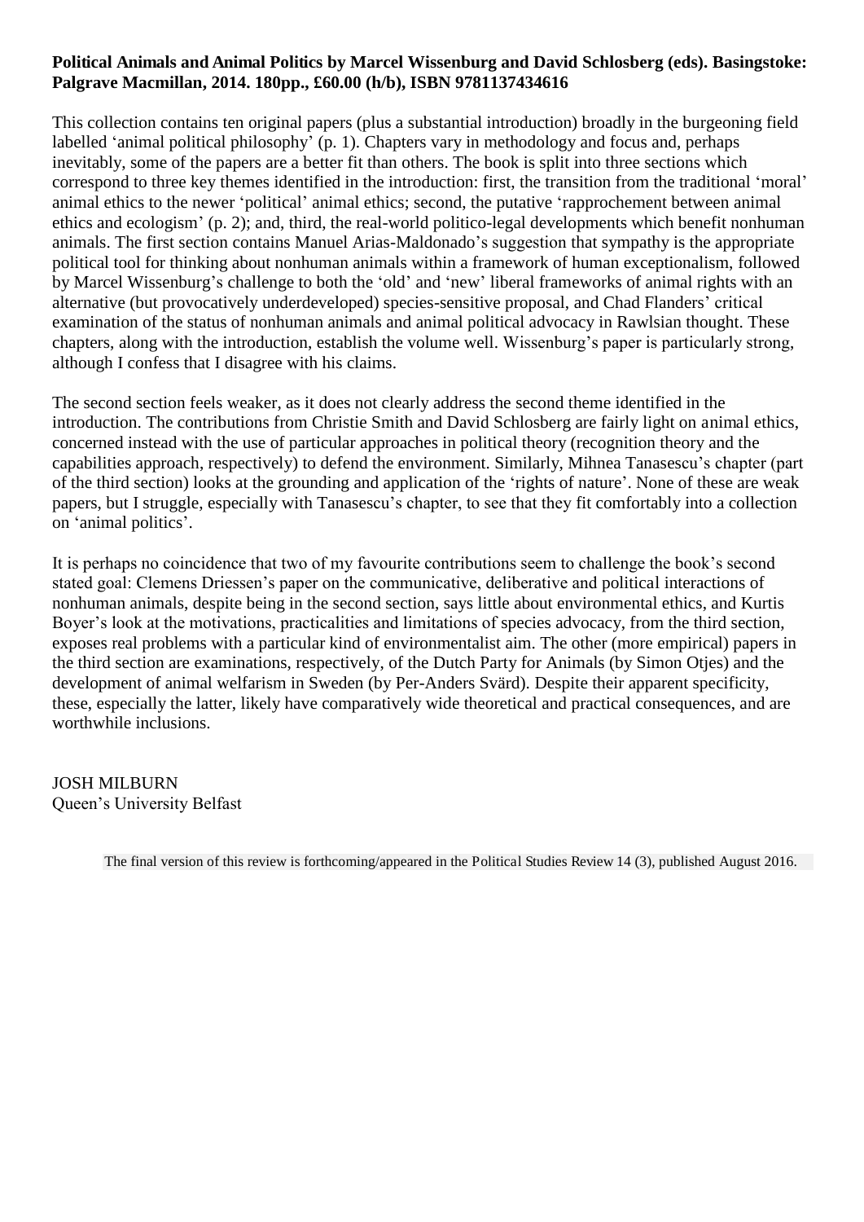**Political Animals and Animal Politics by Marcel Wissenburg and David Schlosberg (eds). Basingstoke: Palgrave Macmillan, 2014. 180pp., £60.00 (h/b), ISBN 9781137434616**

This collection contains ten original papers (plus a substantial introduction) broadly in the burgeoning field labelled 'animal political philosophy' (p. 1). Chapters vary in methodology and focus and, perhaps inevitably, some of the papers are a better fit than others. The book is split into three sections which correspond to three key themes identified in the introduction: first, the transition from the traditional 'moral' animal ethics to the newer 'political' animal ethics; second, the putative 'rapprochement between animal ethics and ecologism' (p. 2); and, third, the real-world politico-legal developments which benefit nonhuman animals. The first section contains Manuel Arias-Maldonado's suggestion that sympathy is the appropriate political tool for thinking about nonhuman animals within a framework of human exceptionalism, followed by Marcel Wissenburg's challenge to both the 'old' and 'new' liberal frameworks of animal rights with an alternative (but provocatively underdeveloped) species-sensitive proposal, and Chad Flanders' critical examination of the status of nonhuman animals and animal political advocacy in Rawlsian thought. These chapters, along with the introduction, establish the volume well. Wissenburg's paper is particularly strong, although I confess that I disagree with his claims.

The second section feels weaker, as it does not clearly address the second theme identified in the introduction. The contributions from Christie Smith and David Schlosberg are fairly light on animal ethics, concerned instead with the use of particular approaches in political theory (recognition theory and the capabilities approach, respectively) to defend the environment. Similarly, Mihnea Tanasescu's chapter (part of the third section) looks at the grounding and application of the 'rights of nature'. None of these are weak papers, but I struggle, especially with Tanasescu's chapter, to see that they fit comfortably into a collection on 'animal politics'.

It is perhaps no coincidence that two of my favourite contributions seem to challenge the book's second stated goal: Clemens Driessen's paper on the communicative, deliberative and political interactions of nonhuman animals, despite being in the second section, says little about environmental ethics, and Kurtis Boyer's look at the motivations, practicalities and limitations of species advocacy, from the third section, exposes real problems with a particular kind of environmentalist aim. The other (more empirical) papers in the third section are examinations, respectively, of the Dutch Party for Animals (by Simon Otjes) and the development of animal welfarism in Sweden (by Per-Anders Svärd). Despite their apparent specificity, these, especially the latter, likely have comparatively wide theoretical and practical consequences, and are worthwhile inclusions.

JOSH MILBURN
Queen's University Belfast

The final version of this review is forthcoming/appeared in the Political Studies Review 14 (3), published August 2016.